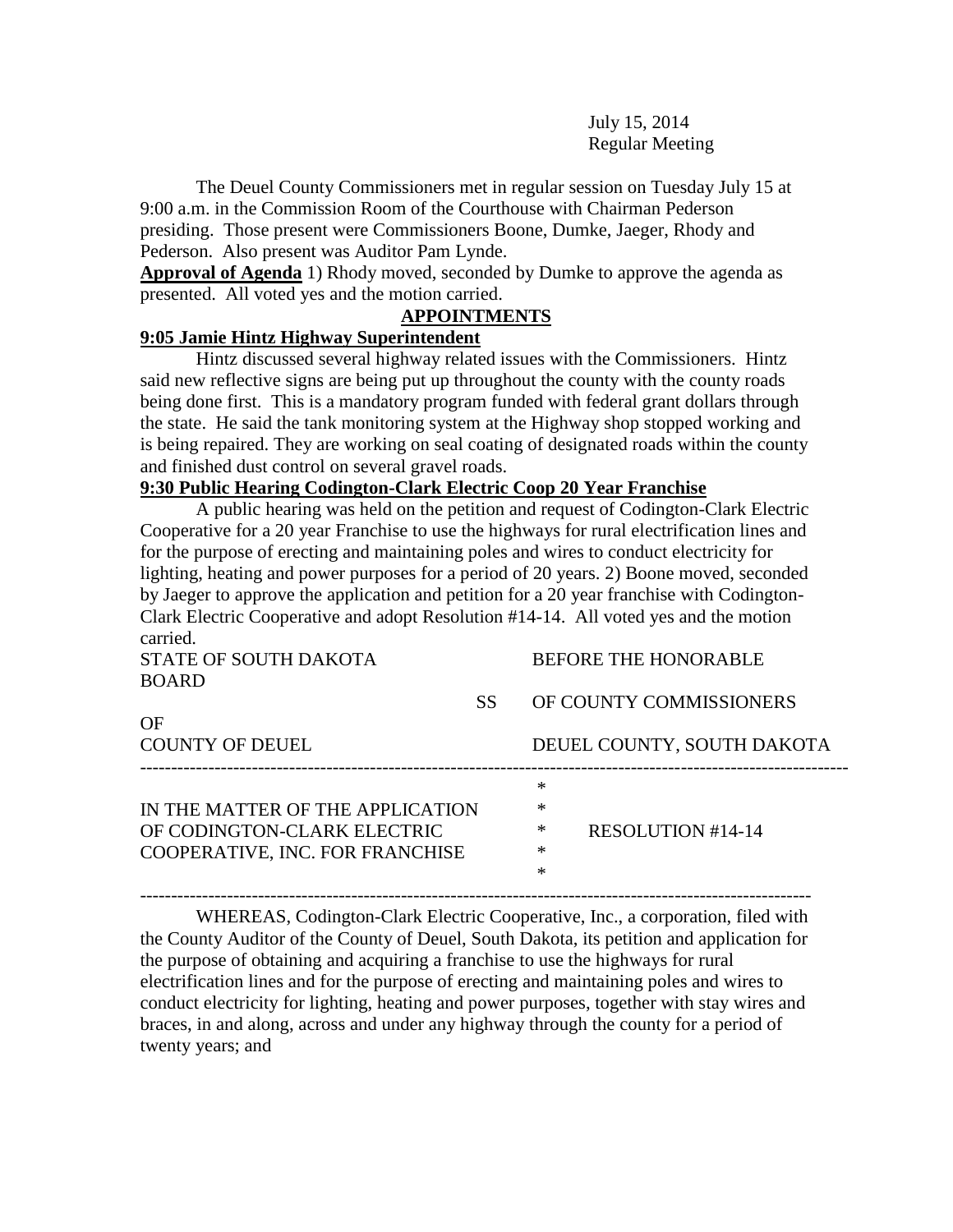July 15, 2014
Regular Meeting

The Deuel County Commissioners met in regular session on Tuesday July 15 at 9:00 a.m. in the Commission Room of the Courthouse with Chairman Pederson presiding. Those present were Commissioners Boone, Dumke, Jaeger, Rhody and Pederson. Also present was Auditor Pam Lynde.

**Approval of Agenda** 1) Rhody moved, seconded by Dumke to approve the agenda as presented. All voted yes and the motion carried.

## APPOINTMENTS

**9:05 Jamie Hintz Highway Superintendent**

Hintz discussed several highway related issues with the Commissioners. Hintz said new reflective signs are being put up throughout the county with the county roads being done first. This is a mandatory program funded with federal grant dollars through the state. He said the tank monitoring system at the Highway shop stopped working and is being repaired. They are working on seal coating of designated roads within the county and finished dust control on several gravel roads.

**9:30 Public Hearing Codington-Clark Electric Coop 20 Year Franchise**

A public hearing was held on the petition and request of Codington-Clark Electric Cooperative for a 20 year Franchise to use the highways for rural electrification lines and for the purpose of erecting and maintaining poles and wires to conduct electricity for lighting, heating and power purposes for a period of 20 years. 2) Boone moved, seconded by Jaeger to approve the application and petition for a 20 year franchise with Codington-Clark Electric Cooperative and adopt Resolution #14-14. All voted yes and the motion carried.

STATE OF SOUTH DAKOTA &nbsp;&nbsp;&nbsp;&nbsp; BEFORE THE HONORABLE BOARD
&nbsp;&nbsp;&nbsp;&nbsp;&nbsp;&nbsp;&nbsp;&nbsp;&nbsp;&nbsp;&nbsp;&nbsp;&nbsp;&nbsp;&nbsp;&nbsp;&nbsp;&nbsp;&nbsp;&nbsp;&nbsp;&nbsp;&nbsp;&nbsp;&nbsp;&nbsp;&nbsp;&nbsp;&nbsp;&nbsp;&nbsp;&nbsp; SS &nbsp;&nbsp;&nbsp;&nbsp; OF COUNTY COMMISSIONERS OF
COUNTY OF DEUEL &nbsp;&nbsp;&nbsp;&nbsp; DEUEL COUNTY, SOUTH DAKOTA

---

IN THE MATTER OF THE APPLICATION OF CODINGTON-CLARK ELECTRIC COOPERATIVE, INC. FOR FRANCHISE &nbsp;&nbsp;&nbsp;&nbsp; * &nbsp;&nbsp;&nbsp;&nbsp; RESOLUTION #14-14

---

WHEREAS, Codington-Clark Electric Cooperative, Inc., a corporation, filed with the County Auditor of the County of Deuel, South Dakota, its petition and application for the purpose of obtaining and acquiring a franchise to use the highways for rural electrification lines and for the purpose of erecting and maintaining poles and wires to conduct electricity for lighting, heating and power purposes, together with stay wires and braces, in and along, across and under any highway through the county for a period of twenty years; and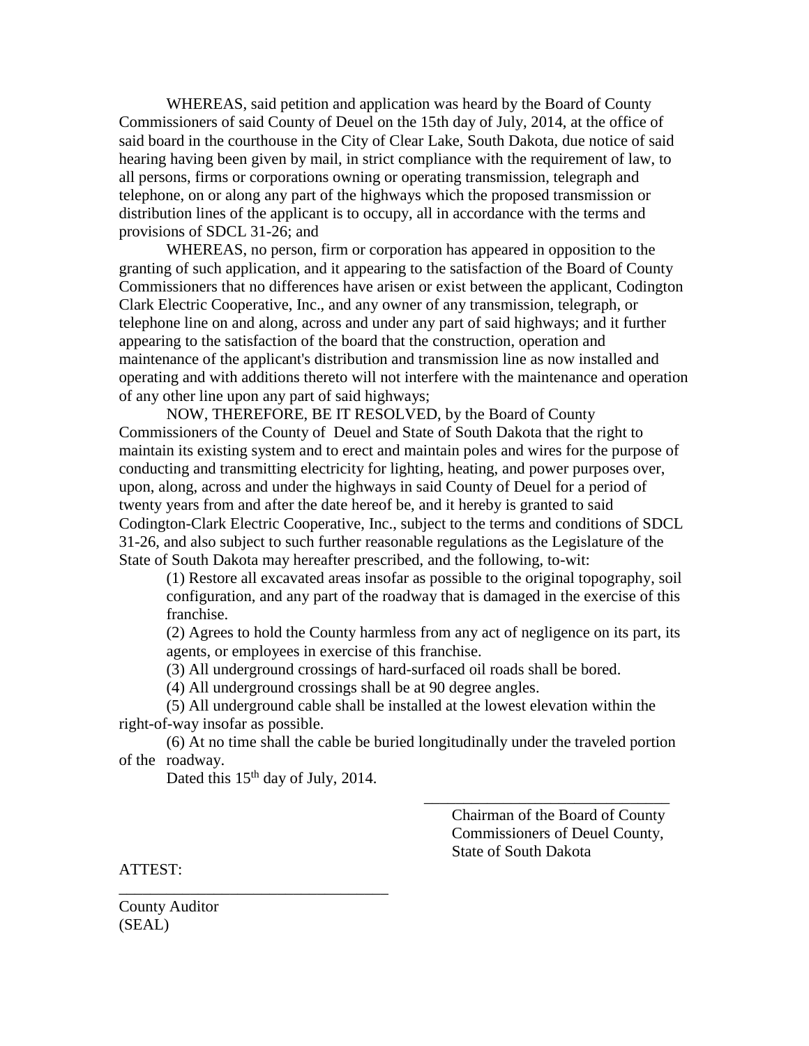WHEREAS, said petition and application was heard by the Board of County Commissioners of said County of Deuel on the 15th day of July, 2014, at the office of said board in the courthouse in the City of Clear Lake, South Dakota, due notice of said hearing having been given by mail, in strict compliance with the requirement of law, to all persons, firms or corporations owning or operating transmission, telegraph and telephone, on or along any part of the highways which the proposed transmission or distribution lines of the applicant is to occupy, all in accordance with the terms and provisions of SDCL 31-26; and

WHEREAS, no person, firm or corporation has appeared in opposition to the granting of such application, and it appearing to the satisfaction of the Board of County Commissioners that no differences have arisen or exist between the applicant, Codington Clark Electric Cooperative, Inc., and any owner of any transmission, telegraph, or telephone line on and along, across and under any part of said highways; and it further appearing to the satisfaction of the board that the construction, operation and maintenance of the applicant's distribution and transmission line as now installed and operating and with additions thereto will not interfere with the maintenance and operation of any other line upon any part of said highways;

NOW, THEREFORE, BE IT RESOLVED, by the Board of County Commissioners of the County of Deuel and State of South Dakota that the right to maintain its existing system and to erect and maintain poles and wires for the purpose of conducting and transmitting electricity for lighting, heating, and power purposes over, upon, along, across and under the highways in said County of Deuel for a period of twenty years from and after the date hereof be, and it hereby is granted to said Codington-Clark Electric Cooperative, Inc., subject to the terms and conditions of SDCL 31-26, and also subject to such further reasonable regulations as the Legislature of the State of South Dakota may hereafter prescribed, and the following, to-wit:

(1) Restore all excavated areas insofar as possible to the original topography, soil configuration, and any part of the roadway that is damaged in the exercise of this franchise.

(2) Agrees to hold the County harmless from any act of negligence on its part, its agents, or employees in exercise of this franchise.

(3) All underground crossings of hard-surfaced oil roads shall be bored.

(4) All underground crossings shall be at 90 degree angles.

(5) All underground cable shall be installed at the lowest elevation within the right-of-way insofar as possible.

(6) At no time shall the cable be buried longitudinally under the traveled portion of the roadway.

Dated this 15th day of July, 2014.

\_\_\_\_\_\_\_\_\_\_\_\_\_\_\_\_\_\_\_\_\_\_\_\_\_\_\_\_\_\_\_\_
Chairman of the Board of County Commissioners of Deuel County, State of South Dakota

ATTEST:

\_\_\_\_\_\_\_\_\_\_\_\_\_\_\_\_\_\_\_\_\_\_\_\_\_\_\_\_\_\_\_\_\_\_
County Auditor
(SEAL)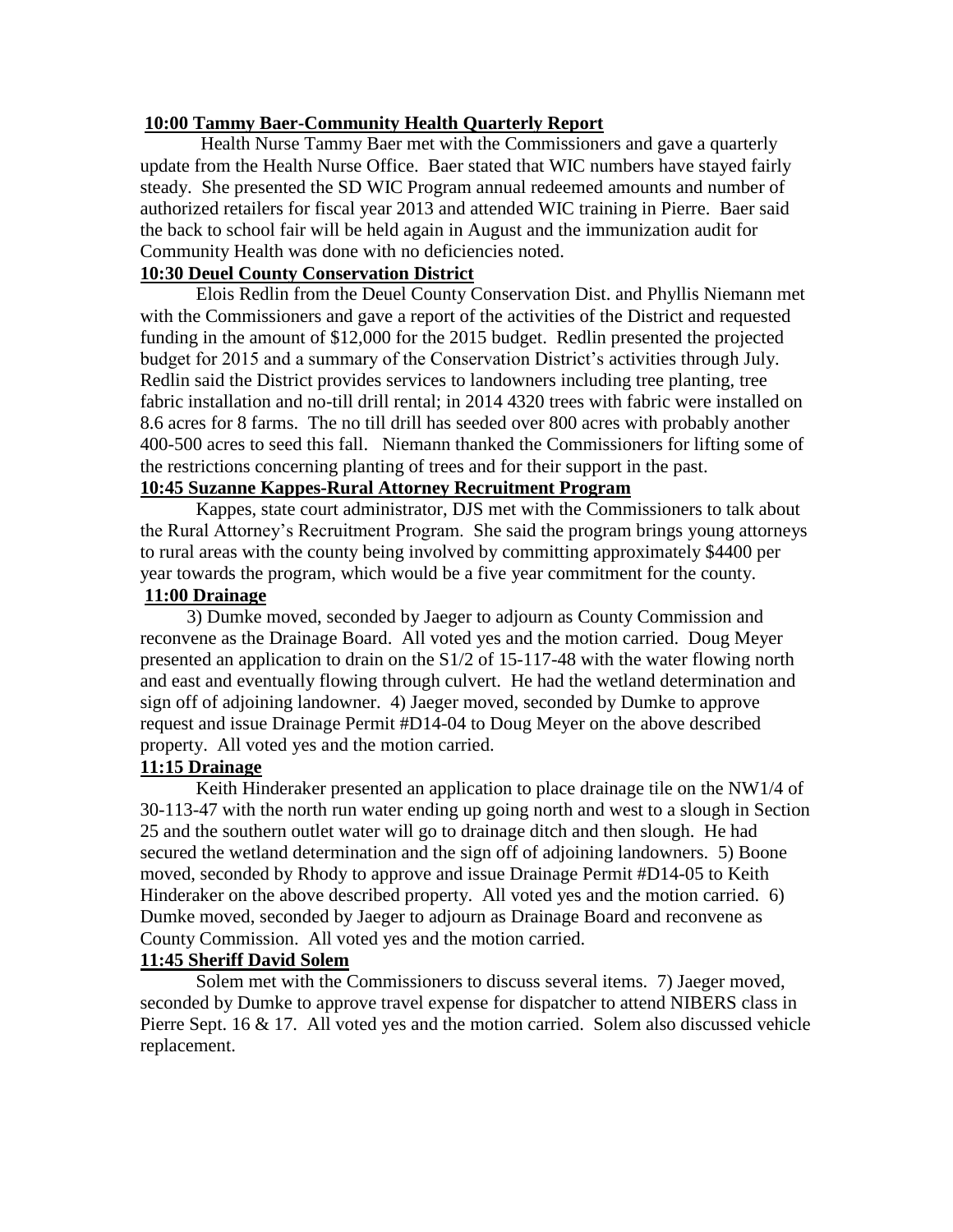**10:00 Tammy Baer-Community Health Quarterly Report**

Health Nurse Tammy Baer met with the Commissioners and gave a quarterly update from the Health Nurse Office. Baer stated that WIC numbers have stayed fairly steady. She presented the SD WIC Program annual redeemed amounts and number of authorized retailers for fiscal year 2013 and attended WIC training in Pierre. Baer said the back to school fair will be held again in August and the immunization audit for Community Health was done with no deficiencies noted.

**10:30 Deuel County Conservation District**

Elois Redlin from the Deuel County Conservation Dist. and Phyllis Niemann met with the Commissioners and gave a report of the activities of the District and requested funding in the amount of $12,000 for the 2015 budget. Redlin presented the projected budget for 2015 and a summary of the Conservation District's activities through July. Redlin said the District provides services to landowners including tree planting, tree fabric installation and no-till drill rental; in 2014 4320 trees with fabric were installed on 8.6 acres for 8 farms. The no till drill has seeded over 800 acres with probably another 400-500 acres to seed this fall. Niemann thanked the Commissioners for lifting some of the restrictions concerning planting of trees and for their support in the past.

**10:45 Suzanne Kappes-Rural Attorney Recruitment Program**

Kappes, state court administrator, DJS met with the Commissioners to talk about the Rural Attorney's Recruitment Program. She said the program brings young attorneys to rural areas with the county being involved by committing approximately $4400 per year towards the program, which would be a five year commitment for the county.

**11:00 Drainage**

3) Dumke moved, seconded by Jaeger to adjourn as County Commission and reconvene as the Drainage Board. All voted yes and the motion carried. Doug Meyer presented an application to drain on the S1/2 of 15-117-48 with the water flowing north and east and eventually flowing through culvert. He had the wetland determination and sign off of adjoining landowner. 4) Jaeger moved, seconded by Dumke to approve request and issue Drainage Permit #D14-04 to Doug Meyer on the above described property. All voted yes and the motion carried.

**11:15 Drainage**

Keith Hinderaker presented an application to place drainage tile on the NW1/4 of 30-113-47 with the north run water ending up going north and west to a slough in Section 25 and the southern outlet water will go to drainage ditch and then slough. He had secured the wetland determination and the sign off of adjoining landowners. 5) Boone moved, seconded by Rhody to approve and issue Drainage Permit #D14-05 to Keith Hinderaker on the above described property. All voted yes and the motion carried. 6) Dumke moved, seconded by Jaeger to adjourn as Drainage Board and reconvene as County Commission. All voted yes and the motion carried.

**11:45 Sheriff David Solem**

Solem met with the Commissioners to discuss several items. 7) Jaeger moved, seconded by Dumke to approve travel expense for dispatcher to attend NIBERS class in Pierre Sept. 16 & 17. All voted yes and the motion carried. Solem also discussed vehicle replacement.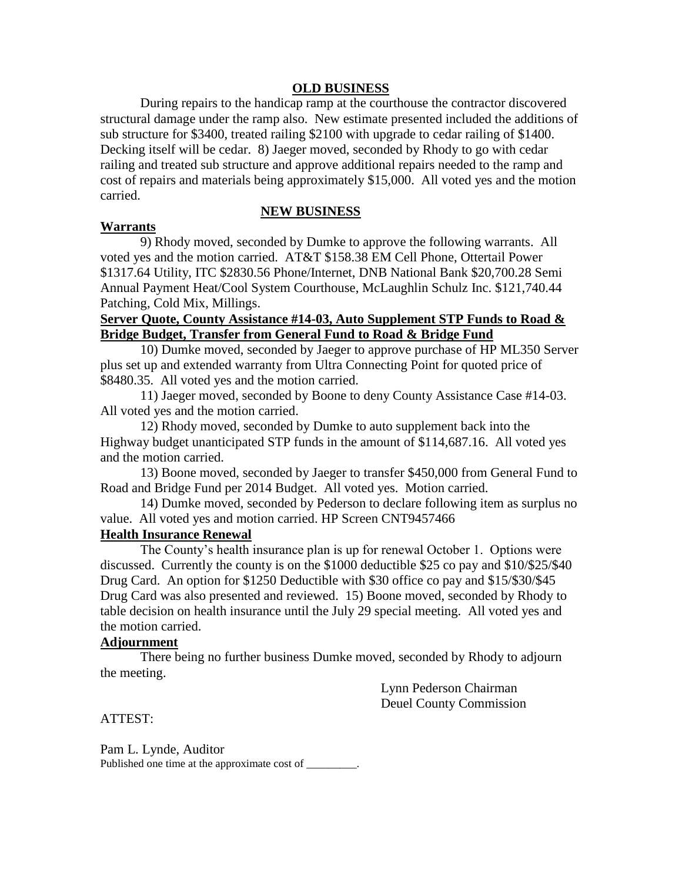## OLD BUSINESS

During repairs to the handicap ramp at the courthouse the contractor discovered structural damage under the ramp also. New estimate presented included the additions of sub structure for $3400, treated railing $2100 with upgrade to cedar railing of $1400. Decking itself will be cedar. 8) Jaeger moved, seconded by Rhody to go with cedar railing and treated sub structure and approve additional repairs needed to the ramp and cost of repairs and materials being approximately $15,000. All voted yes and the motion carried.

## NEW BUSINESS

**Warrants**

9) Rhody moved, seconded by Dumke to approve the following warrants. All voted yes and the motion carried. AT&T $158.38 EM Cell Phone, Ottertail Power $1317.64 Utility, ITC $2830.56 Phone/Internet, DNB National Bank $20,700.28 Semi Annual Payment Heat/Cool System Courthouse, McLaughlin Schulz Inc. $121,740.44 Patching, Cold Mix, Millings.

**Server Quote, County Assistance #14-03, Auto Supplement STP Funds to Road & Bridge Budget, Transfer from General Fund to Road & Bridge Fund**

10) Dumke moved, seconded by Jaeger to approve purchase of HP ML350 Server plus set up and extended warranty from Ultra Connecting Point for quoted price of $8480.35. All voted yes and the motion carried.

11) Jaeger moved, seconded by Boone to deny County Assistance Case #14-03. All voted yes and the motion carried.

12) Rhody moved, seconded by Dumke to auto supplement back into the Highway budget unanticipated STP funds in the amount of $114,687.16. All voted yes and the motion carried.

13) Boone moved, seconded by Jaeger to transfer $450,000 from General Fund to Road and Bridge Fund per 2014 Budget. All voted yes. Motion carried.

14) Dumke moved, seconded by Pederson to declare following item as surplus no value. All voted yes and motion carried. HP Screen CNT9457466

**Health Insurance Renewal**

The County's health insurance plan is up for renewal October 1. Options were discussed. Currently the county is on the $1000 deductible $25 co pay and $10/$25/$40 Drug Card. An option for $1250 Deductible with $30 office co pay and $15/$30/$45 Drug Card was also presented and reviewed. 15) Boone moved, seconded by Rhody to table decision on health insurance until the July 29 special meeting. All voted yes and the motion carried.

**Adjournment**

There being no further business Dumke moved, seconded by Rhody to adjourn the meeting.

Lynn Pederson Chairman
Deuel County Commission

ATTEST:

Pam L. Lynde, Auditor
Published one time at the approximate cost of _________.